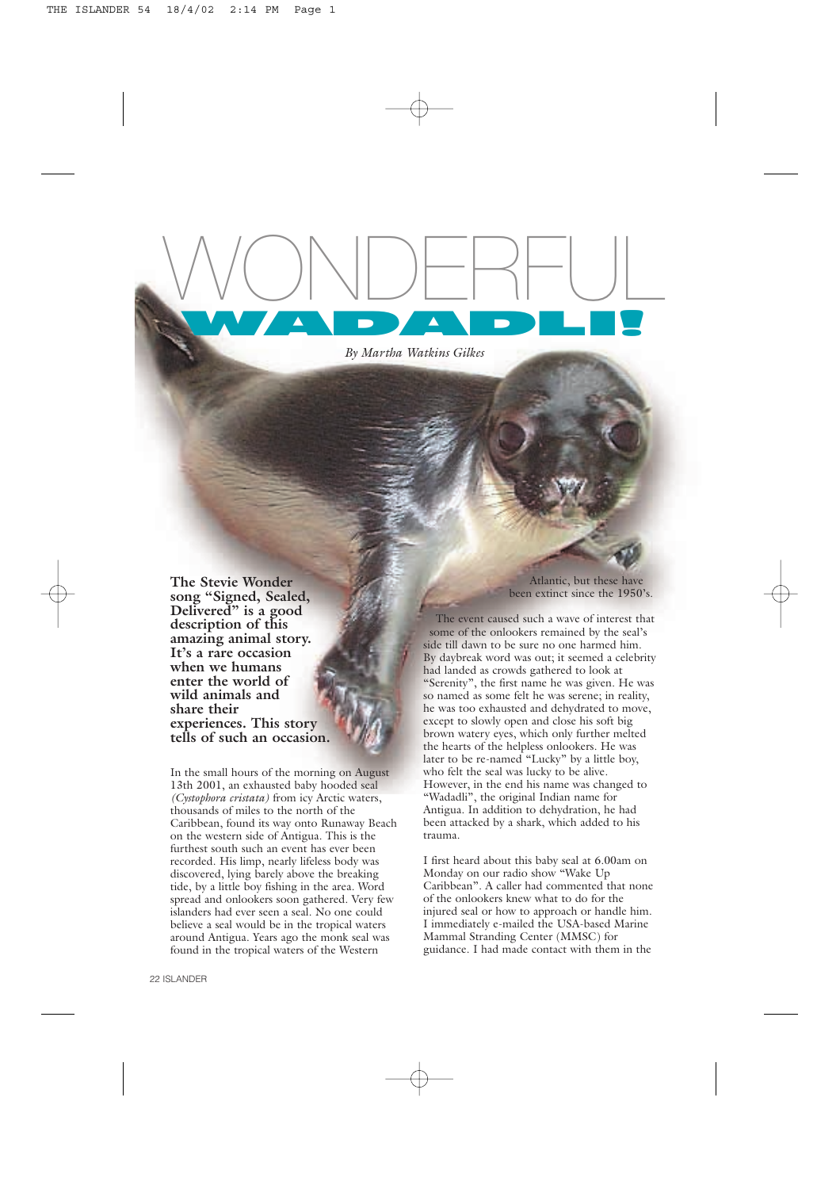# WONDERFUL WADADLI!

*By Martha Watkins Gilkes*

**The Stevie Wonder song "Signed, Sealed, Delivered" is a good description of this amazing animal story. It's a rare occasion when we humans enter the world of wild animals and share their experiences. This story tells of such an occasion.**

In the small hours of the morning on August 13th 2001, an exhausted baby hooded seal *(Cystophora cristata)* from icy Arctic waters, thousands of miles to the north of the Caribbean, found its way onto Runaway Beach on the western side of Antigua. This is the furthest south such an event has ever been recorded. His limp, nearly lifeless body was discovered, lying barely above the breaking tide, by a little boy fishing in the area. Word spread and onlookers soon gathered. Very few islanders had ever seen a seal. No one could believe a seal would be in the tropical waters around Antigua. Years ago the monk seal was found in the tropical waters of the Western Atlantic, but these have been extinct since the 1950's.

The event caused such a wave of interest that some of the onlookers remained by the seal's side till dawn to be sure no one harmed him. By daybreak word was out; it seemed a celebrity had landed as crowds gathered to look at "Serenity", the first name he was given. He was so named as some felt he was serene; in reality, he was too exhausted and dehydrated to move, except to slowly open and close his soft big brown watery eyes, which only further melted the hearts of the helpless onlookers. He was later to be re-named "Lucky" by a little boy, who felt the seal was lucky to be alive. However, in the end his name was changed to "Wadadli", the original Indian name for Antigua. In addition to dehydration, he had been attacked by a shark, which added to his trauma.

I first heard about this baby seal at 6.00am on Monday on our radio show "Wake Up Caribbean". A caller had commented that none of the onlookers knew what to do for the injured seal or how to approach or handle him. I immediately e-mailed the USA-based Marine Mammal Stranding Center (MMSC) for guidance. I had made contact with them in the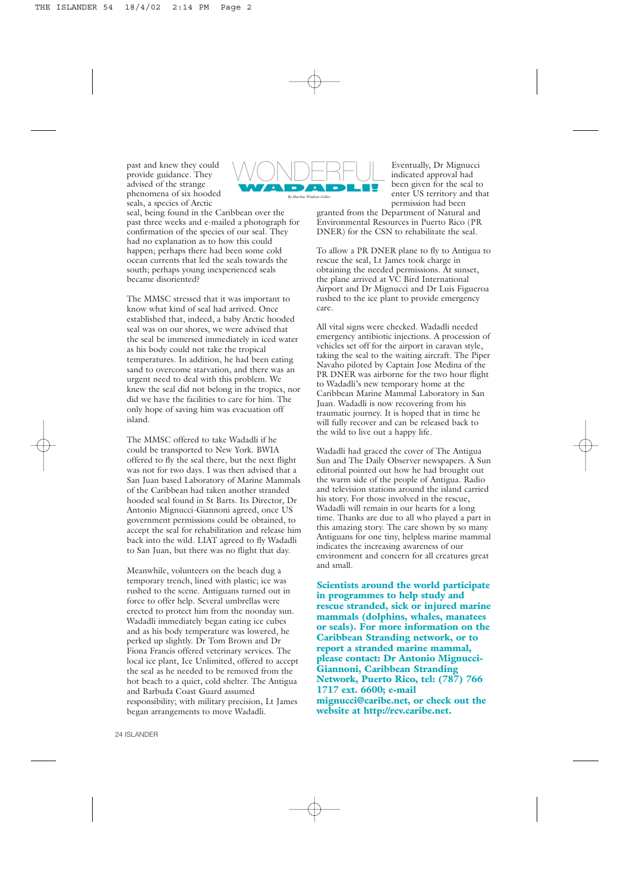# WONDERFUL WADADLI!

*By Martha Watkins Gilkes*

past and knew they could provide guidance. They advised of the strange phenomena of six hooded seals, a species of Arctic seal, being found in the Caribbean over the past three weeks and e-mailed a photograph for confirmation of the species of our seal. They had no explanation as to how this could happen; perhaps there had been some cold ocean currents that led the seals towards the south; perhaps young inexperienced seals became disoriented?

The MMSC stressed that it was important to know what kind of seal had arrived. Once established that, indeed, a baby Arctic hooded seal was on our shores, we were advised that the seal be immersed immediately in iced water as his body could not take the tropical temperatures. In addition, he had been eating sand to overcome starvation, and there was an urgent need to deal with this problem. We knew the seal did not belong in the tropics, nor did we have the facilities to care for him. The only hope of saving him was evacuation off island.

The MMSC offered to take Wadadli if he could be transported to New York. BWIA offered to fly the seal there, but the next flight was not for two days. I was then advised that a San Juan based Laboratory of Marine Mammals of the Caribbean had taken another stranded hooded seal found in St Barts. Its Director, Dr Antonio Mignucci-Giannoni agreed, once US government permissions could be obtained, to accept the seal for rehabilitation and release him back into the wild. LIAT agreed to fly Wadadli to San Juan, but there was no flight that day.

Meanwhile, volunteers on the beach dug a temporary trench, lined with plastic; ice was rushed to the scene. Antiguans turned out in force to offer help. Several umbrellas were erected to protect him from the noonday sun. Wadadli immediately began eating ice cubes and as his body temperature was lowered, he perked up slightly. Dr Tom Brown and Dr Fiona Francis offered veterinary services. The local ice plant, Ice Unlimited, offered to accept the seal as he needed to be removed from the hot beach to a quiet, cold shelter. The Antigua and Barbuda Coast Guard assumed responsibility; with military precision, Lt James began arrangements to move Wadadli.

Eventually, Dr Mignucci indicated approval had been given for the seal to enter US territory and that permission had been granted from the Department of Natural and Environmental Resources in Puerto Rico (PR DNER) for the CSN to rehabilitate the seal.

To allow a PR DNER plane to fly to Antigua to rescue the seal, Lt James took charge in obtaining the needed permissions. At sunset, the plane arrived at VC Bird International Airport and Dr Mignucci and Dr Luis Figueroa rushed to the ice plant to provide emergency care.

All vital signs were checked. Wadadli needed emergency antibiotic injections. A procession of vehicles set off for the airport in caravan style, taking the seal to the waiting aircraft. The Piper Navaho piloted by Captain Jose Medina of the PR DNER was airborne for the two hour flight to Wadadli's new temporary home at the Caribbean Marine Mammal Laboratory in San Juan. Wadadli is now recovering from his traumatic journey. It is hoped that in time he will fully recover and can be released back to the wild to live out a happy life.

Wadadli had graced the cover of The Antigua Sun and The Daily Observer newspapers. A Sun editorial pointed out how he had brought out the warm side of the people of Antigua. Radio and television stations around the island carried his story. For those involved in the rescue, Wadadli will remain in our hearts for a long time. Thanks are due to all who played a part in this amazing story. The care shown by so many Antiguans for one tiny, helpless marine mammal indicates the increasing awareness of our environment and concern for all creatures great and small.

**Scientists around the world participate in programmes to help study and rescue stranded, sick or injured marine mammals (dolphins, whales, manatees or seals). For more information on the Caribbean Stranding network, or to report a stranded marine mammal, please contact: Dr Antonio Mignucci-Giannoni, Caribbean Stranding Network, Puerto Rico, tel: (787) 766 1717 ext. 6600; e-mail mignucci@caribe.net, or check out the website at http://rcv.caribe.net.**